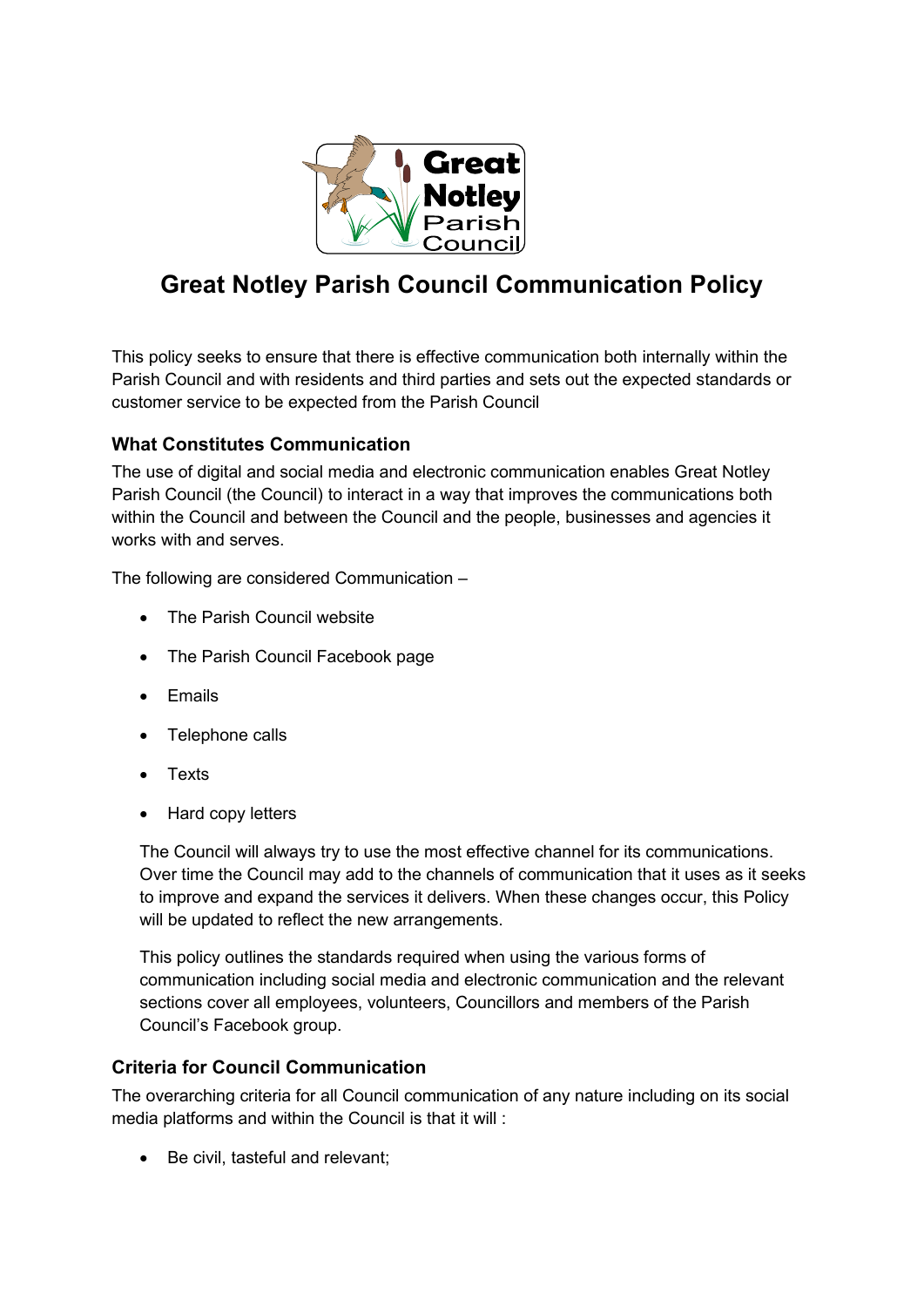# Great Notley Parish Council Communication Policy

This policy seeks to ensure that there is effective communication both internally within the Parish Council and with residents and third parties and sets out the expected standards or customer service to be expected from the Parish Council

## What Constitutes Communication

The use of digital and social media and electronic communication enables Great Notley Parish Council (the Council) to interact in a way that improves the communications both within the Council and between the Council and the people, businesses and agencies it works with and serves.

The following are considered Communication –

- The Parish Council website
- The Parish Council Facebook page
- Emails
- Telephone calls
- Texts
- Hard copy letters

The Council will always try to use the most effective channel for its communications. Over time the Council may add to the channels of communication that it uses as it seeks to improve and expand the services it delivers. When these changes occur, this Policy will be updated to reflect the new arrangements.

This policy outlines the standards required when using the various forms of communication including social media and electronic communication and the relevant sections cover all employees, volunteers, Councillors and members of the Parish Council's Facebook group.

## Criteria for Council Communication

The overarching criteria for all Council communication of any nature including on its social media platforms and within the Council is that it will :

- Be civil, tasteful and relevant;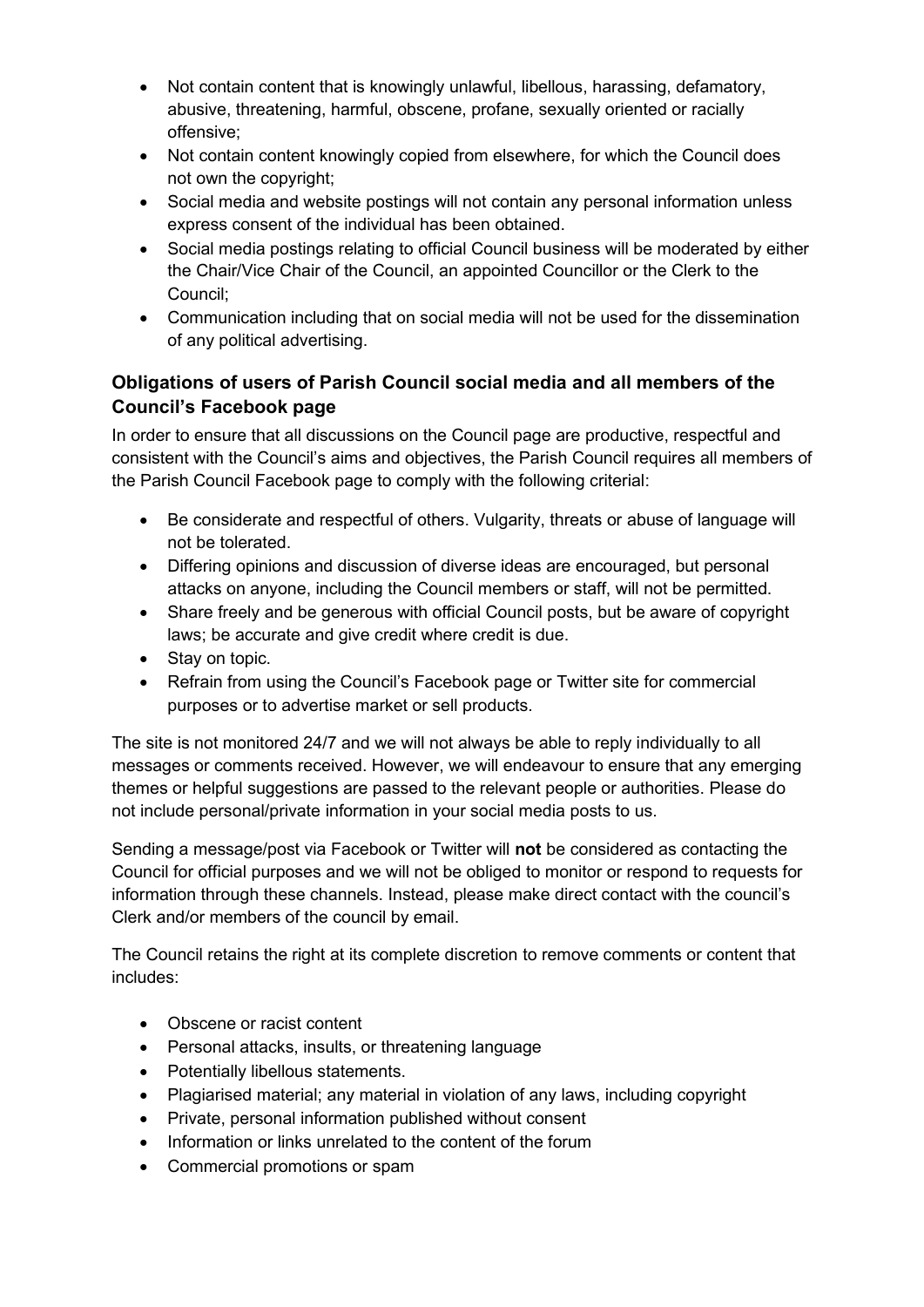- Not contain content that is knowingly unlawful, libellous, harassing, defamatory, abusive, threatening, harmful, obscene, profane, sexually oriented or racially offensive;
- Not contain content knowingly copied from elsewhere, for which the Council does not own the copyright;
- Social media and website postings will not contain any personal information unless express consent of the individual has been obtained.
- Social media postings relating to official Council business will be moderated by either the Chair/Vice Chair of the Council, an appointed Councillor or the Clerk to the Council;
- Communication including that on social media will not be used for the dissemination of any political advertising.

### Obligations of users of Parish Council social media and all members of the Council's Facebook page

In order to ensure that all discussions on the Council page are productive, respectful and consistent with the Council's aims and objectives, the Parish Council requires all members of the Parish Council Facebook page to comply with the following criterial:

- Be considerate and respectful of others. Vulgarity, threats or abuse of language will not be tolerated.
- Differing opinions and discussion of diverse ideas are encouraged, but personal attacks on anyone, including the Council members or staff, will not be permitted.
- Share freely and be generous with official Council posts, but be aware of copyright laws; be accurate and give credit where credit is due.
- Stay on topic.
- Refrain from using the Council's Facebook page or Twitter site for commercial purposes or to advertise market or sell products.

The site is not monitored 24/7 and we will not always be able to reply individually to all messages or comments received. However, we will endeavour to ensure that any emerging themes or helpful suggestions are passed to the relevant people or authorities. Please do not include personal/private information in your social media posts to us.

Sending a message/post via Facebook or Twitter will **not** be considered as contacting the Council for official purposes and we will not be obliged to monitor or respond to requests for information through these channels. Instead, please make direct contact with the council's Clerk and/or members of the council by email.

The Council retains the right at its complete discretion to remove comments or content that includes:

- Obscene or racist content
- Personal attacks, insults, or threatening language
- Potentially libellous statements.
- Plagiarised material; any material in violation of any laws, including copyright
- Private, personal information published without consent
- Information or links unrelated to the content of the forum
- Commercial promotions or spam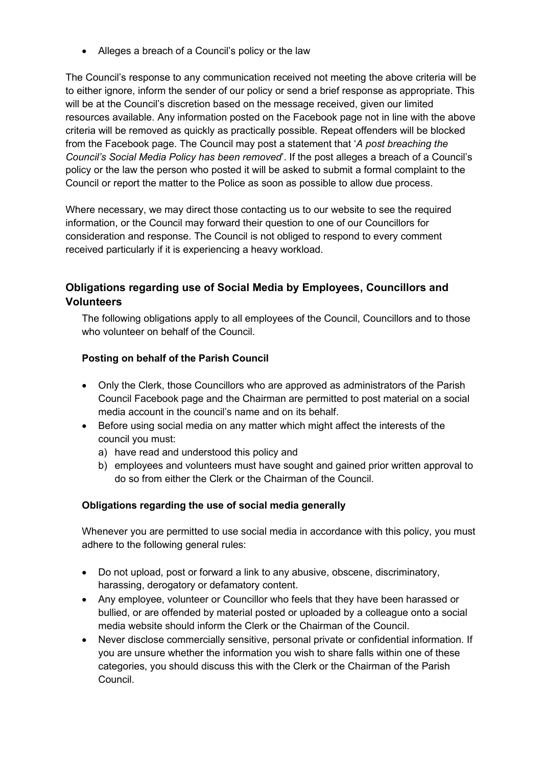- Alleges a breach of a Council's policy or the law

The Council's response to any communication received not meeting the above criteria will be to either ignore, inform the sender of our policy or send a brief response as appropriate. This will be at the Council's discretion based on the message received, given our limited resources available. Any information posted on the Facebook page not in line with the above criteria will be removed as quickly as practically possible. Repeat offenders will be blocked from the Facebook page. The Council may post a statement that '*A post breaching the Council's Social Media Policy has been removed*'. If the post alleges a breach of a Council's policy or the law the person who posted it will be asked to submit a formal complaint to the Council or report the matter to the Police as soon as possible to allow due process.

Where necessary, we may direct those contacting us to our website to see the required information, or the Council may forward their question to one of our Councillors for consideration and response. The Council is not obliged to respond to every comment received particularly if it is experiencing a heavy workload.

## Obligations regarding use of Social Media by Employees, Councillors and Volunteers

The following obligations apply to all employees of the Council, Councillors and to those who volunteer on behalf of the Council.

### Posting on behalf of the Parish Council

- Only the Clerk, those Councillors who are approved as administrators of the Parish Council Facebook page and the Chairman are permitted to post material on a social media account in the council's name and on its behalf.
- Before using social media on any matter which might affect the interests of the council you must:
  a) have read and understood this policy and
  b) employees and volunteers must have sought and gained prior written approval to do so from either the Clerk or the Chairman of the Council.

### Obligations regarding the use of social media generally

Whenever you are permitted to use social media in accordance with this policy, you must adhere to the following general rules:

- Do not upload, post or forward a link to any abusive, obscene, discriminatory, harassing, derogatory or defamatory content.
- Any employee, volunteer or Councillor who feels that they have been harassed or bullied, or are offended by material posted or uploaded by a colleague onto a social media website should inform the Clerk or the Chairman of the Council.
- Never disclose commercially sensitive, personal private or confidential information. If you are unsure whether the information you wish to share falls within one of these categories, you should discuss this with the Clerk or the Chairman of the Parish Council.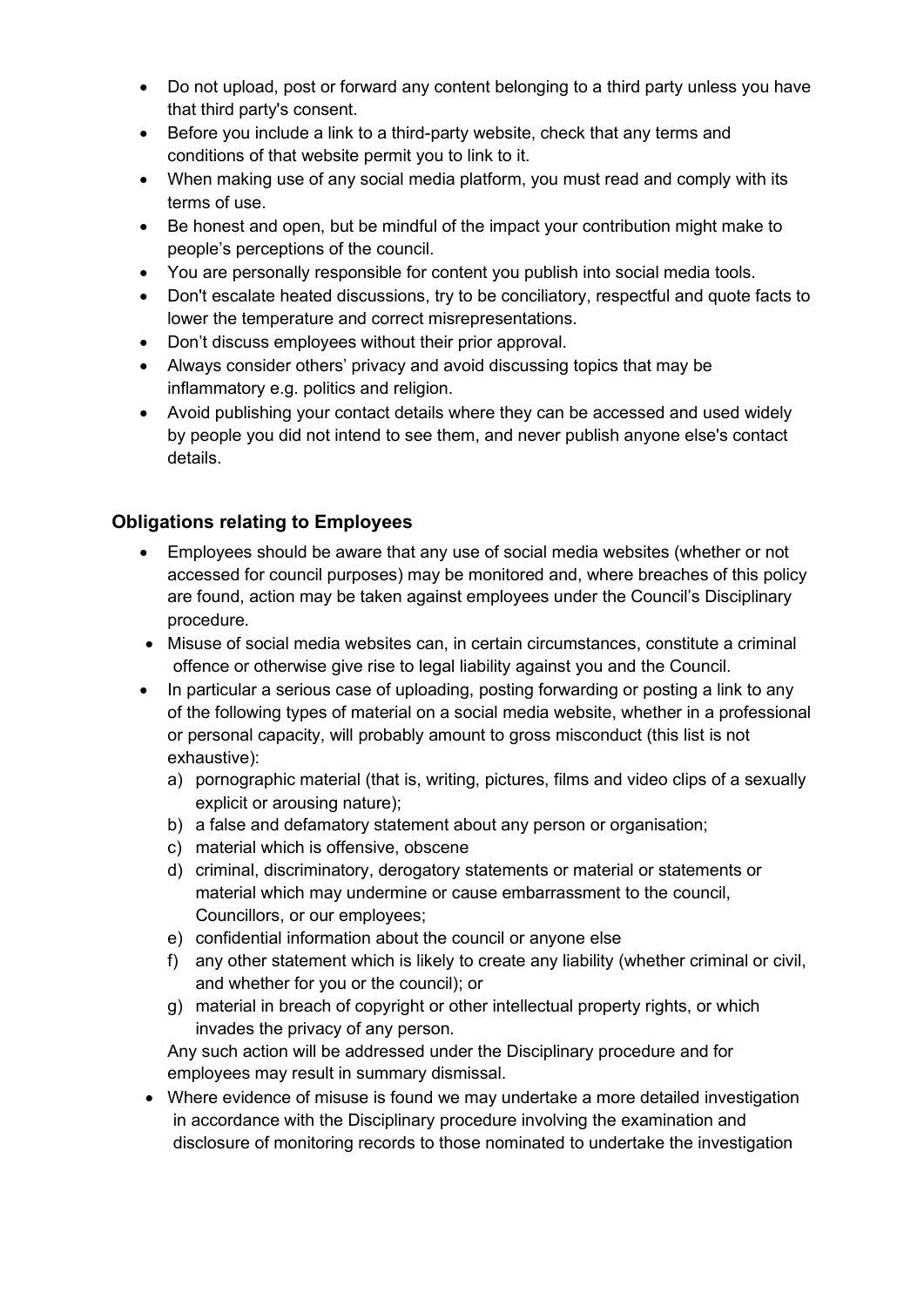- Do not upload, post or forward any content belonging to a third party unless you have that third party's consent.
- Before you include a link to a third-party website, check that any terms and conditions of that website permit you to link to it.
- When making use of any social media platform, you must read and comply with its terms of use.
- Be honest and open, but be mindful of the impact your contribution might make to people's perceptions of the council.
- You are personally responsible for content you publish into social media tools.
- Don't escalate heated discussions, try to be conciliatory, respectful and quote facts to lower the temperature and correct misrepresentations.
- Don't discuss employees without their prior approval.
- Always consider others' privacy and avoid discussing topics that may be inflammatory e.g. politics and religion.
- Avoid publishing your contact details where they can be accessed and used widely by people you did not intend to see them, and never publish anyone else's contact details.

### Obligations relating to Employees

- Employees should be aware that any use of social media websites (whether or not accessed for council purposes) may be monitored and, where breaches of this policy are found, action may be taken against employees under the Council's Disciplinary procedure.
- Misuse of social media websites can, in certain circumstances, constitute a criminal offence or otherwise give rise to legal liability against you and the Council.
- In particular a serious case of uploading, posting forwarding or posting a link to any of the following types of material on a social media website, whether in a professional or personal capacity, will probably amount to gross misconduct (this list is not exhaustive):
  a) pornographic material (that is, writing, pictures, films and video clips of a sexually explicit or arousing nature);
  b) a false and defamatory statement about any person or organisation;
  c) material which is offensive, obscene
  d) criminal, discriminatory, derogatory statements or material or statements or material which may undermine or cause embarrassment to the council, Councillors, or our employees;
  e) confidential information about the council or anyone else
  f) any other statement which is likely to create any liability (whether criminal or civil, and whether for you or the council); or
  g) material in breach of copyright or other intellectual property rights, or which invades the privacy of any person.

  Any such action will be addressed under the Disciplinary procedure and for employees may result in summary dismissal.
- Where evidence of misuse is found we may undertake a more detailed investigation in accordance with the Disciplinary procedure involving the examination and disclosure of monitoring records to those nominated to undertake the investigation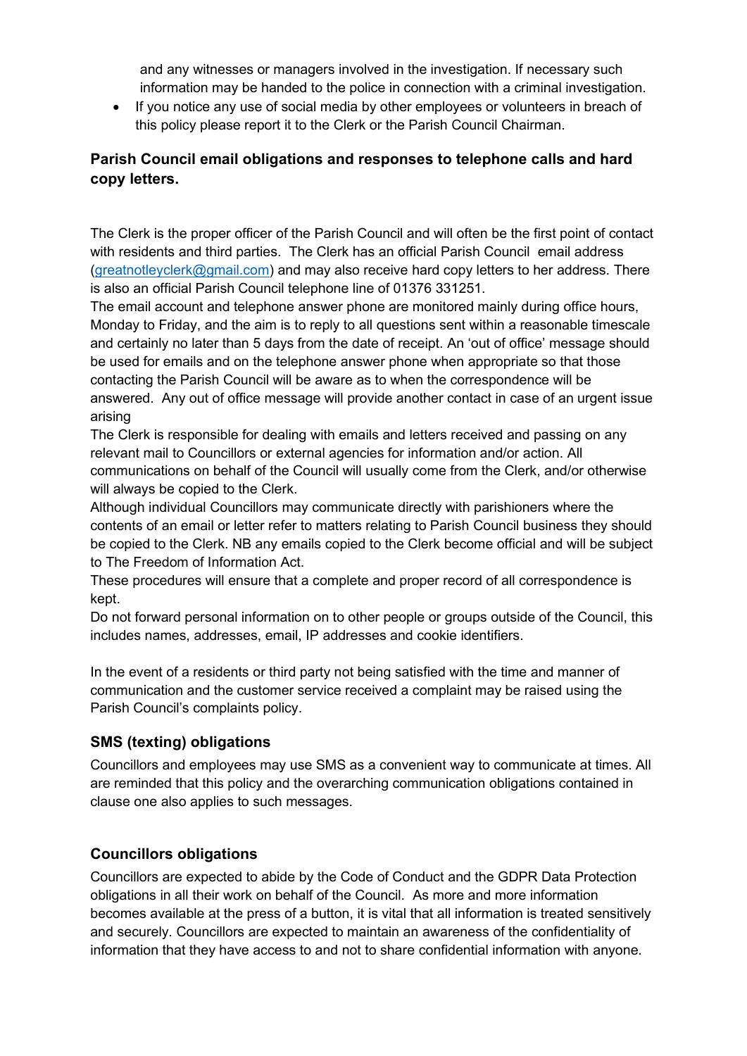and any witnesses or managers involved in the investigation. If necessary such information may be handed to the police in connection with a criminal investigation.

- If you notice any use of social media by other employees or volunteers in breach of this policy please report it to the Clerk or the Parish Council Chairman.

## Parish Council email obligations and responses to telephone calls and hard copy letters.

The Clerk is the proper officer of the Parish Council and will often be the first point of contact with residents and third parties. The Clerk has an official Parish Council email address (greatnotleyclerk@gmail.com) and may also receive hard copy letters to her address. There is also an official Parish Council telephone line of 01376 331251.

The email account and telephone answer phone are monitored mainly during office hours, Monday to Friday, and the aim is to reply to all questions sent within a reasonable timescale and certainly no later than 5 days from the date of receipt. An 'out of office' message should be used for emails and on the telephone answer phone when appropriate so that those contacting the Parish Council will be aware as to when the correspondence will be answered. Any out of office message will provide another contact in case of an urgent issue arising

The Clerk is responsible for dealing with emails and letters received and passing on any relevant mail to Councillors or external agencies for information and/or action. All communications on behalf of the Council will usually come from the Clerk, and/or otherwise will always be copied to the Clerk.

Although individual Councillors may communicate directly with parishioners where the contents of an email or letter refer to matters relating to Parish Council business they should be copied to the Clerk. NB any emails copied to the Clerk become official and will be subject to The Freedom of Information Act.

These procedures will ensure that a complete and proper record of all correspondence is kept.

Do not forward personal information on to other people or groups outside of the Council, this includes names, addresses, email, IP addresses and cookie identifiers.

In the event of a residents or third party not being satisfied with the time and manner of communication and the customer service received a complaint may be raised using the Parish Council's complaints policy.

## SMS (texting) obligations

Councillors and employees may use SMS as a convenient way to communicate at times. All are reminded that this policy and the overarching communication obligations contained in clause one also applies to such messages.

## Councillors obligations

Councillors are expected to abide by the Code of Conduct and the GDPR Data Protection obligations in all their work on behalf of the Council. As more and more information becomes available at the press of a button, it is vital that all information is treated sensitively and securely. Councillors are expected to maintain an awareness of the confidentiality of information that they have access to and not to share confidential information with anyone.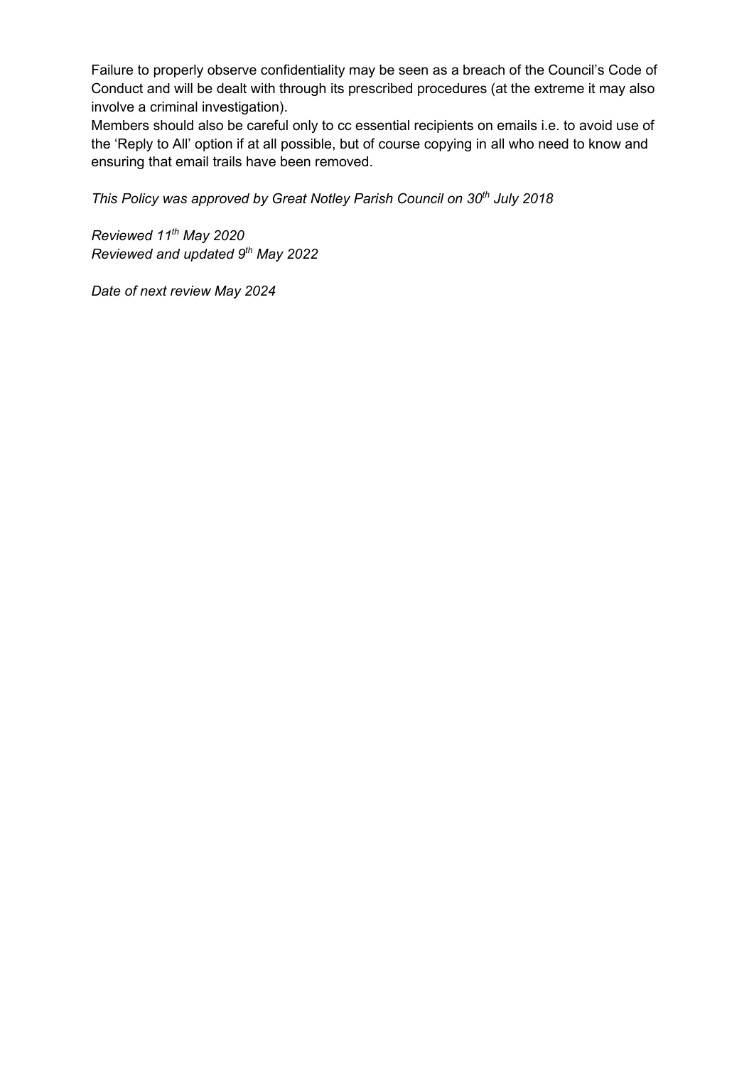Failure to properly observe confidentiality may be seen as a breach of the Council's Code of Conduct and will be dealt with through its prescribed procedures (at the extreme it may also involve a criminal investigation).
Members should also be careful only to cc essential recipients on emails i.e. to avoid use of the 'Reply to All' option if at all possible, but of course copying in all who need to know and ensuring that email trails have been removed.

*This Policy was approved by Great Notley Parish Council on 30th July 2018*

*Reviewed 11th May 2020*
*Reviewed and updated 9th May 2022*

*Date of next review May 2024*